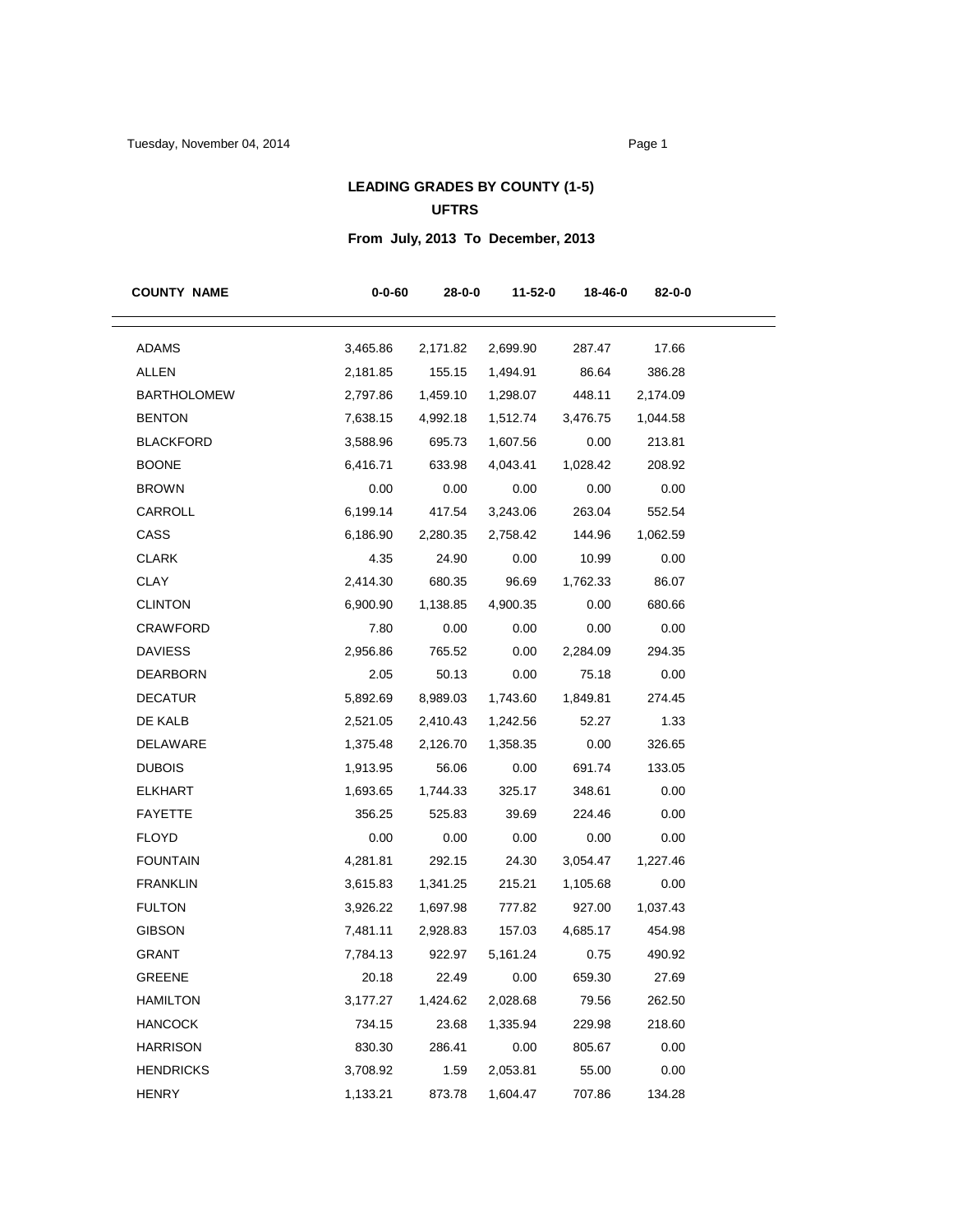## LEADING GRADES BY COUNTY (1-5)

### UFTRS

### From July, 2013 To December, 2013

| COUNTY NAME | 0-0-60 | 28-0-0 | 11-52-0 | 18-46-0 | 82-0-0 |
|---|---|---|---|---|---|
| ADAMS | 3,465.86 | 2,171.82 | 2,699.90 | 287.47 | 17.66 |
| ALLEN | 2,181.85 | 155.15 | 1,494.91 | 86.64 | 386.28 |
| BARTHOLOMEW | 2,797.86 | 1,459.10 | 1,298.07 | 448.11 | 2,174.09 |
| BENTON | 7,638.15 | 4,992.18 | 1,512.74 | 3,476.75 | 1,044.58 |
| BLACKFORD | 3,588.96 | 695.73 | 1,607.56 | 0.00 | 213.81 |
| BOONE | 6,416.71 | 633.98 | 4,043.41 | 1,028.42 | 208.92 |
| BROWN | 0.00 | 0.00 | 0.00 | 0.00 | 0.00 |
| CARROLL | 6,199.14 | 417.54 | 3,243.06 | 263.04 | 552.54 |
| CASS | 6,186.90 | 2,280.35 | 2,758.42 | 144.96 | 1,062.59 |
| CLARK | 4.35 | 24.90 | 0.00 | 10.99 | 0.00 |
| CLAY | 2,414.30 | 680.35 | 96.69 | 1,762.33 | 86.07 |
| CLINTON | 6,900.90 | 1,138.85 | 4,900.35 | 0.00 | 680.66 |
| CRAWFORD | 7.80 | 0.00 | 0.00 | 0.00 | 0.00 |
| DAVIESS | 2,956.86 | 765.52 | 0.00 | 2,284.09 | 294.35 |
| DEARBORN | 2.05 | 50.13 | 0.00 | 75.18 | 0.00 |
| DECATUR | 5,892.69 | 8,989.03 | 1,743.60 | 1,849.81 | 274.45 |
| DE KALB | 2,521.05 | 2,410.43 | 1,242.56 | 52.27 | 1.33 |
| DELAWARE | 1,375.48 | 2,126.70 | 1,358.35 | 0.00 | 326.65 |
| DUBOIS | 1,913.95 | 56.06 | 0.00 | 691.74 | 133.05 |
| ELKHART | 1,693.65 | 1,744.33 | 325.17 | 348.61 | 0.00 |
| FAYETTE | 356.25 | 525.83 | 39.69 | 224.46 | 0.00 |
| FLOYD | 0.00 | 0.00 | 0.00 | 0.00 | 0.00 |
| FOUNTAIN | 4,281.81 | 292.15 | 24.30 | 3,054.47 | 1,227.46 |
| FRANKLIN | 3,615.83 | 1,341.25 | 215.21 | 1,105.68 | 0.00 |
| FULTON | 3,926.22 | 1,697.98 | 777.82 | 927.00 | 1,037.43 |
| GIBSON | 7,481.11 | 2,928.83 | 157.03 | 4,685.17 | 454.98 |
| GRANT | 7,784.13 | 922.97 | 5,161.24 | 0.75 | 490.92 |
| GREENE | 20.18 | 22.49 | 0.00 | 659.30 | 27.69 |
| HAMILTON | 3,177.27 | 1,424.62 | 2,028.68 | 79.56 | 262.50 |
| HANCOCK | 734.15 | 23.68 | 1,335.94 | 229.98 | 218.60 |
| HARRISON | 830.30 | 286.41 | 0.00 | 805.67 | 0.00 |
| HENDRICKS | 3,708.92 | 1.59 | 2,053.81 | 55.00 | 0.00 |
| HENRY | 1,133.21 | 873.78 | 1,604.47 | 707.86 | 134.28 |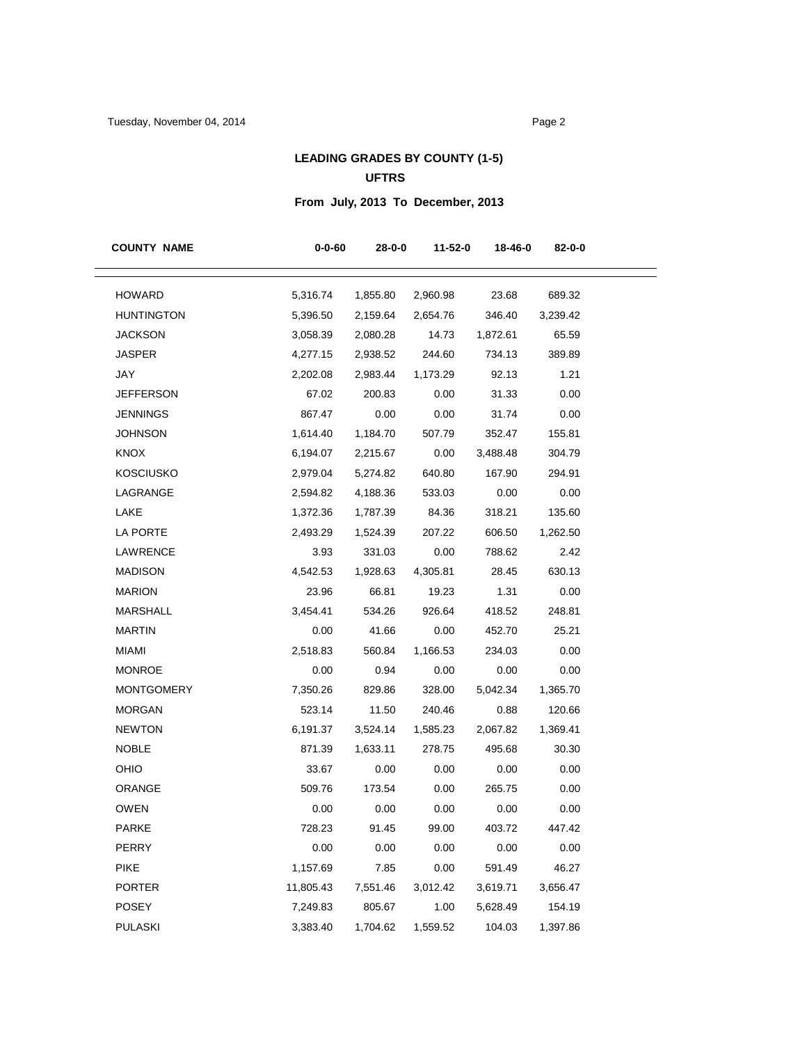# LEADING GRADES BY COUNTY (1-5)

## UFTRS

### From July, 2013 To December, 2013

| COUNTY NAME | 0-0-60 | 28-0-0 | 11-52-0 | 18-46-0 | 82-0-0 |
|---|---|---|---|---|---|
| HOWARD | 5,316.74 | 1,855.80 | 2,960.98 | 23.68 | 689.32 |
| HUNTINGTON | 5,396.50 | 2,159.64 | 2,654.76 | 346.40 | 3,239.42 |
| JACKSON | 3,058.39 | 2,080.28 | 14.73 | 1,872.61 | 65.59 |
| JASPER | 4,277.15 | 2,938.52 | 244.60 | 734.13 | 389.89 |
| JAY | 2,202.08 | 2,983.44 | 1,173.29 | 92.13 | 1.21 |
| JEFFERSON | 67.02 | 200.83 | 0.00 | 31.33 | 0.00 |
| JENNINGS | 867.47 | 0.00 | 0.00 | 31.74 | 0.00 |
| JOHNSON | 1,614.40 | 1,184.70 | 507.79 | 352.47 | 155.81 |
| KNOX | 6,194.07 | 2,215.67 | 0.00 | 3,488.48 | 304.79 |
| KOSCIUSKO | 2,979.04 | 5,274.82 | 640.80 | 167.90 | 294.91 |
| LAGRANGE | 2,594.82 | 4,188.36 | 533.03 | 0.00 | 0.00 |
| LAKE | 1,372.36 | 1,787.39 | 84.36 | 318.21 | 135.60 |
| LA PORTE | 2,493.29 | 1,524.39 | 207.22 | 606.50 | 1,262.50 |
| LAWRENCE | 3.93 | 331.03 | 0.00 | 788.62 | 2.42 |
| MADISON | 4,542.53 | 1,928.63 | 4,305.81 | 28.45 | 630.13 |
| MARION | 23.96 | 66.81 | 19.23 | 1.31 | 0.00 |
| MARSHALL | 3,454.41 | 534.26 | 926.64 | 418.52 | 248.81 |
| MARTIN | 0.00 | 41.66 | 0.00 | 452.70 | 25.21 |
| MIAMI | 2,518.83 | 560.84 | 1,166.53 | 234.03 | 0.00 |
| MONROE | 0.00 | 0.94 | 0.00 | 0.00 | 0.00 |
| MONTGOMERY | 7,350.26 | 829.86 | 328.00 | 5,042.34 | 1,365.70 |
| MORGAN | 523.14 | 11.50 | 240.46 | 0.88 | 120.66 |
| NEWTON | 6,191.37 | 3,524.14 | 1,585.23 | 2,067.82 | 1,369.41 |
| NOBLE | 871.39 | 1,633.11 | 278.75 | 495.68 | 30.30 |
| OHIO | 33.67 | 0.00 | 0.00 | 0.00 | 0.00 |
| ORANGE | 509.76 | 173.54 | 0.00 | 265.75 | 0.00 |
| OWEN | 0.00 | 0.00 | 0.00 | 0.00 | 0.00 |
| PARKE | 728.23 | 91.45 | 99.00 | 403.72 | 447.42 |
| PERRY | 0.00 | 0.00 | 0.00 | 0.00 | 0.00 |
| PIKE | 1,157.69 | 7.85 | 0.00 | 591.49 | 46.27 |
| PORTER | 11,805.43 | 7,551.46 | 3,012.42 | 3,619.71 | 3,656.47 |
| POSEY | 7,249.83 | 805.67 | 1.00 | 5,628.49 | 154.19 |
| PULASKI | 3,383.40 | 1,704.62 | 1,559.52 | 104.03 | 1,397.86 |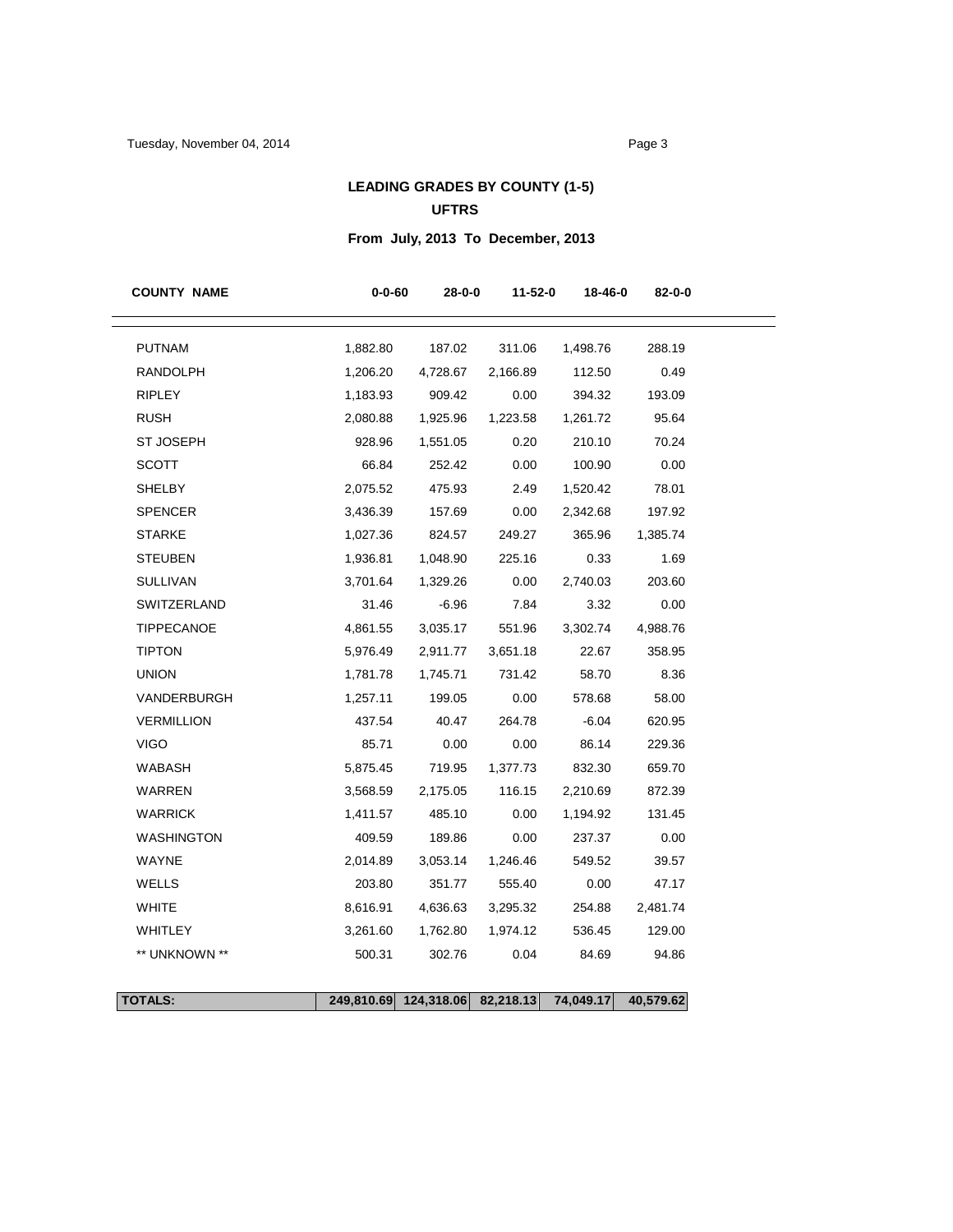## LEADING GRADES BY COUNTY (1-5)

## UFTRS

### From July, 2013 To December, 2013

| COUNTY NAME | 0-0-60 | 28-0-0 | 11-52-0 | 18-46-0 | 82-0-0 |
|---|---|---|---|---|---|
| PUTNAM | 1,882.80 | 187.02 | 311.06 | 1,498.76 | 288.19 |
| RANDOLPH | 1,206.20 | 4,728.67 | 2,166.89 | 112.50 | 0.49 |
| RIPLEY | 1,183.93 | 909.42 | 0.00 | 394.32 | 193.09 |
| RUSH | 2,080.88 | 1,925.96 | 1,223.58 | 1,261.72 | 95.64 |
| ST JOSEPH | 928.96 | 1,551.05 | 0.20 | 210.10 | 70.24 |
| SCOTT | 66.84 | 252.42 | 0.00 | 100.90 | 0.00 |
| SHELBY | 2,075.52 | 475.93 | 2.49 | 1,520.42 | 78.01 |
| SPENCER | 3,436.39 | 157.69 | 0.00 | 2,342.68 | 197.92 |
| STARKE | 1,027.36 | 824.57 | 249.27 | 365.96 | 1,385.74 |
| STEUBEN | 1,936.81 | 1,048.90 | 225.16 | 0.33 | 1.69 |
| SULLIVAN | 3,701.64 | 1,329.26 | 0.00 | 2,740.03 | 203.60 |
| SWITZERLAND | 31.46 | -6.96 | 7.84 | 3.32 | 0.00 |
| TIPPECANOE | 4,861.55 | 3,035.17 | 551.96 | 3,302.74 | 4,988.76 |
| TIPTON | 5,976.49 | 2,911.77 | 3,651.18 | 22.67 | 358.95 |
| UNION | 1,781.78 | 1,745.71 | 731.42 | 58.70 | 8.36 |
| VANDERBURGH | 1,257.11 | 199.05 | 0.00 | 578.68 | 58.00 |
| VERMILLION | 437.54 | 40.47 | 264.78 | -6.04 | 620.95 |
| VIGO | 85.71 | 0.00 | 0.00 | 86.14 | 229.36 |
| WABASH | 5,875.45 | 719.95 | 1,377.73 | 832.30 | 659.70 |
| WARREN | 3,568.59 | 2,175.05 | 116.15 | 2,210.69 | 872.39 |
| WARRICK | 1,411.57 | 485.10 | 0.00 | 1,194.92 | 131.45 |
| WASHINGTON | 409.59 | 189.86 | 0.00 | 237.37 | 0.00 |
| WAYNE | 2,014.89 | 3,053.14 | 1,246.46 | 549.52 | 39.57 |
| WELLS | 203.80 | 351.77 | 555.40 | 0.00 | 47.17 |
| WHITE | 8,616.91 | 4,636.63 | 3,295.32 | 254.88 | 2,481.74 |
| WHITLEY | 3,261.60 | 1,762.80 | 1,974.12 | 536.45 | 129.00 |
| ** UNKNOWN ** | 500.31 | 302.76 | 0.04 | 84.69 | 94.86 |
| **TOTALS:** | **249,810.69** | **124,318.06** | **82,218.13** | **74,049.17** | **40,579.62** |